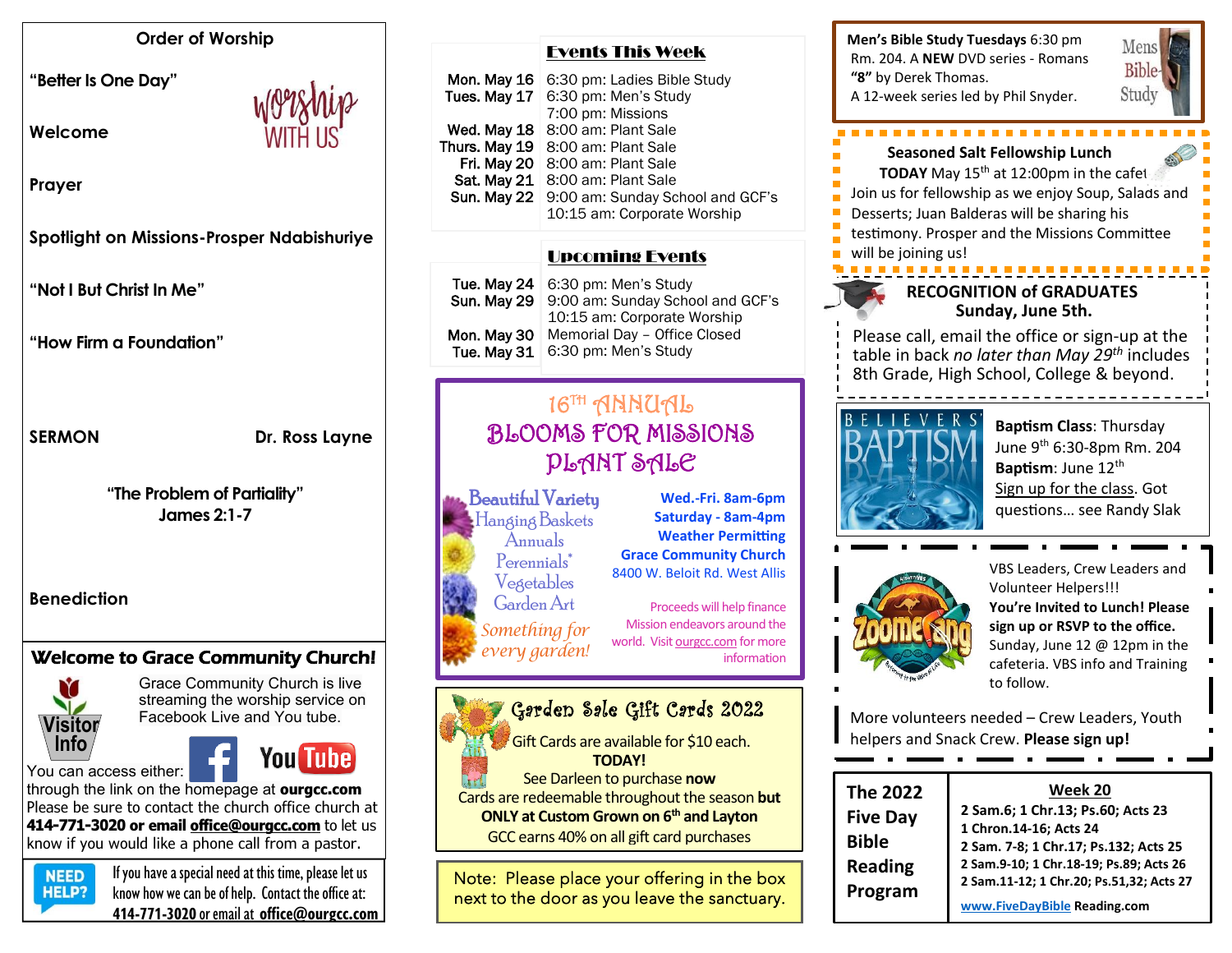## Order of Worship

"Better Is One Day"

Welcome

Prayer

Spotlight on Missions-Prosper Ndabishuriye

"Not I But Christ In Me"

"How Firm a Foundation"

**SERMON** — **Dr. Ross Layne**

"The Problem of Partiality"
James 2:1-7

Benediction

## Welcome to Grace Community Church!

Visitor Info

Grace Community Church is live streaming the worship service on Facebook Live and You tube.

You can access either: through the link on the homepage at **ourgcc.com**

Please be sure to contact the church office church at **414-771-3020 or email office@ourgcc.com** to let us know if you would like a phone call from a pastor.

**NEED HELP?** If you have a special need at this time, please let us know how we can be of help. Contact the office at: **414-771-3020** or email at **office@ourgcc.com**

## Events This Week

| | |
|---|---|
| Mon. May 16 | 6:30 pm: Ladies Bible Study |
| Tues. May 17 | 6:30 pm: Men's Study<br>7:00 pm: Missions |
| Wed. May 18 | 8:00 am: Plant Sale |
| Thurs. May 19 | 8:00 am: Plant Sale |
| Fri. May 20 | 8:00 am: Plant Sale |
| Sat. May 21 | 8:00 am: Plant Sale |
| Sun. May 22 | 9:00 am: Sunday School and GCF's<br>10:15 am: Corporate Worship |

## Upcoming Events

| | |
|---|---|
| Tue. May 24 | 6:30 pm: Men's Study |
| Sun. May 29 | 9:00 am: Sunday School and GCF's<br>10:15 am: Corporate Worship |
| Mon. May 30 | Memorial Day – Office Closed |
| Tue. May 31 | 6:30 pm: Men's Study |

## 16TH ANNUAL BLOOMS FOR MISSIONS PLANT SALE

Beautiful Variety
Hanging Baskets
Annuals
Perennials*
Vegetables
Garden Art
*Something for every garden!*

**Wed.-Fri. 8am-6pm**
**Saturday - 8am-4pm**
**Weather Permitting**
**Grace Community Church**
8400 W. Beloit Rd. West Allis

Proceeds will help finance Mission endeavors around the world. Visit ourgcc.com for more information

## Garden Sale Gift Cards 2022

Gift Cards are available for $10 each.
**TODAY!**
See Darleen to purchase **now**
Cards are redeemable throughout the season **but ONLY at Custom Grown on 6th and Layton**
GCC earns 40% on all gift card purchases

Note: Please place your offering in the box next to the door as you leave the sanctuary.

**Men's Bible Study Tuesdays** 6:30 pm Rm. 204. A **NEW** DVD series - Romans **"8"** by Derek Thomas.
A 12-week series led by Phil Snyder.

## Seasoned Salt Fellowship Lunch

**TODAY** May 15th at 12:00pm in the cafeteria
Join us for fellowship as we enjoy Soup, Salads and Desserts; Juan Balderas will be sharing his testimony. Prosper and the Missions Committee will be joining us!

## RECOGNITION of GRADUATES
**Sunday, June 5th.**

Please call, email the office or sign-up at the table in back *no later than May 29th* includes 8th Grade, High School, College & beyond.

**Baptism Class**: Thursday June 9th 6:30-8pm Rm. 204
**Baptism**: June 12th
Sign up for the class. Got questions… see Randy Slak

VBS Leaders, Crew Leaders and Volunteer Helpers!!! **You're Invited to Lunch! Please sign up or RSVP to the office.** Sunday, June 12 @ 12pm in the cafeteria. VBS info and Training to follow.

More volunteers needed – Crew Leaders, Youth helpers and Snack Crew. **Please sign up!**

## The 2022 Five Day Bible Reading Program

**Week 20**
- **2 Sam.6; 1 Chr.13; Ps.60; Acts 23**
- **1 Chron.14-16; Acts 24**
- **2 Sam. 7-8; 1 Chr.17; Ps.132; Acts 25**
- **2 Sam.9-10; 1 Chr.18-19; Ps.89; Acts 26**
- **2 Sam.11-12; 1 Chr.20; Ps.51,32; Acts 27**

**www.FiveDayBibleReading.com**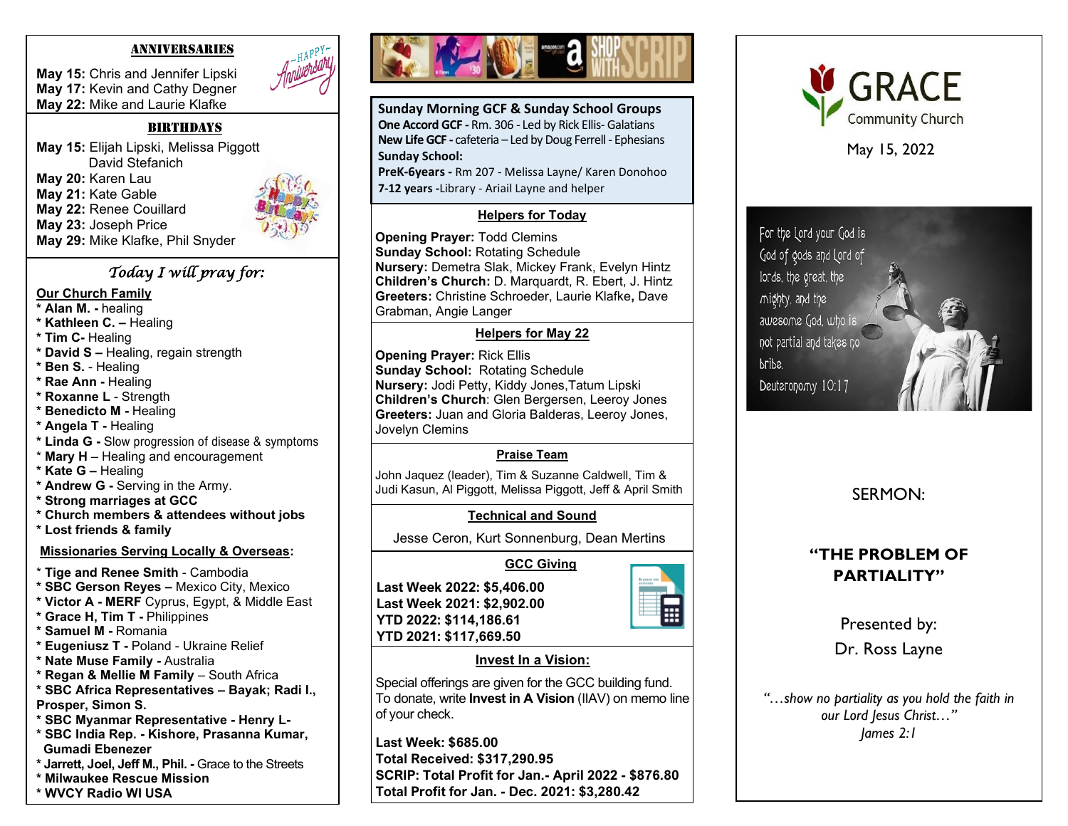## ANNIVERSARIES

**May 15:** Chris and Jennifer Lipski
**May 17:** Kevin and Cathy Degner
**May 22:** Mike and Laurie Klafke

## BIRTHDAYS

**May 15:** Elijah Lipski, Melissa Piggott
David Stefanich
**May 20:** Karen Lau
**May 21:** Kate Gable
**May 22:** Renee Couillard
**May 23:** Joseph Price
**May 29:** Mike Klafke, Phil Snyder

## *Today I will pray for:*

**Our Church Family**

* **Alan M. -** healing
* **Kathleen C. –** Healing
* **Tim C-** Healing
* **David S –** Healing, regain strength
* **Ben S.** - Healing
* **Rae Ann -** Healing
* **Roxanne L** - Strength
* **Benedicto M -** Healing
* **Angela T -** Healing
* **Linda G -** Slow progression of disease & symptoms
* **Mary H** – Healing and encouragement
* **Kate G –** Healing
* **Andrew G -** Serving in the Army.
* **Strong marriages at GCC**
* **Church members & attendees without jobs**
* **Lost friends & family**

**Missionaries Serving Locally & Overseas:**

* **Tige and Renee Smith** - Cambodia
* **SBC Gerson Reyes –** Mexico City, Mexico
* **Victor A - MERF** Cyprus, Egypt, & Middle East
* **Grace H, Tim T -** Philippines
* **Samuel M -** Romania
* **Eugeniusz T -** Poland - Ukraine Relief
* **Nate Muse Family -** Australia
* **Regan & Mellie M Family** – South Africa
* **SBC Africa Representatives – Bayak; Radi I., Prosper, Simon S.**
* **SBC Myanmar Representative - Henry L-**
* **SBC India Rep. - Kishore, Prasanna Kumar, Gumadi Ebenezer**
* **Jarrett, Joel, Jeff M., Phil. -** Grace to the Streets
* **Milwaukee Rescue Mission**
* **WVCY Radio WI USA**

**Sunday Morning GCF & Sunday School Groups**

**One Accord GCF -** Rm. 306 - Led by Rick Ellis- Galatians
**New Life GCF -** cafeteria – Led by Doug Ferrell - Ephesians
**Sunday School:**
**PreK-6years -** Rm 207 - Melissa Layne/ Karen Donohoo
**7-12 years -**Library - Ariail Layne and helper

**Helpers for Today**

**Opening Prayer:** Todd Clemins
**Sunday School:** Rotating Schedule
**Nursery:** Demetra Slak, Mickey Frank, Evelyn Hintz
**Children's Church:** D. Marquardt, R. Ebert, J. Hintz
**Greeters:** Christine Schroeder, Laurie Klafke**,** Dave Grabman, Angie Langer

**Helpers for May 22**

**Opening Prayer:** Rick Ellis
**Sunday School:** Rotating Schedule
**Nursery:** Jodi Petty, Kiddy Jones,Tatum Lipski
**Children's Church**: Glen Bergersen, Leeroy Jones
**Greeters:** Juan and Gloria Balderas, Leeroy Jones, Jovelyn Clemins

**Praise Team**

John Jaquez (leader), Tim & Suzanne Caldwell, Tim & Judi Kasun, Al Piggott, Melissa Piggott, Jeff & April Smith

**Technical and Sound**

Jesse Ceron, Kurt Sonnenburg, Dean Mertins

**GCC Giving**

**Last Week 2022: $5,406.00**
**Last Week 2021: $2,902.00**
**YTD 2022: $114,186.61**
**YTD 2021: $117,669.50**

**Invest In a Vision:**

Special offerings are given for the GCC building fund. To donate, write **Invest in A Vision** (IIAV) on memo line of your check.

**Last Week: $685.00**
**Total Received: $317,290.95**
**SCRIP: Total Profit for Jan.- April 2022 - $876.80**
**Total Profit for Jan. - Dec. 2021: $3,280.42**

# GRACE Community Church

May 15, 2022

For the Lord your God is God of gods and Lord of lords, the great, the mighty, and the awesome God, who is not partial and takes no bribe.
Deuteronomy 10:17

SERMON:

**"THE PROBLEM OF PARTIALITY"**

Presented by:
Dr. Ross Layne

*"…show no partiality as you hold the faith in our Lord Jesus Christ…"*
*James 2:1*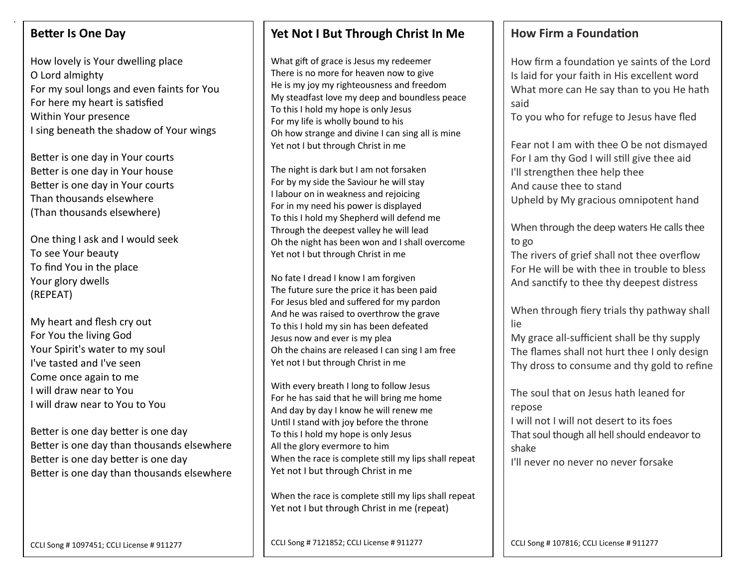## Better Is One Day

How lovely is Your dwelling place
O Lord almighty
For my soul longs and even faints for You
For here my heart is satisfied
Within Your presence
I sing beneath the shadow of Your wings

Better is one day in Your courts
Better is one day in Your house
Better is one day in Your courts
Than thousands elsewhere
(Than thousands elsewhere)

One thing I ask and I would seek
To see Your beauty
To find You in the place
Your glory dwells
(REPEAT)

My heart and flesh cry out
For You the living God
Your Spirit's water to my soul
I've tasted and I've seen
Come once again to me
I will draw near to You
I will draw near to You to You

Better is one day better is one day
Better is one day than thousands elsewhere
Better is one day better is one day
Better is one day than thousands elsewhere

CCLI Song # 1097451; CCLI License # 911277

## Yet Not I But Through Christ In Me

What gift of grace is Jesus my redeemer
There is no more for heaven now to give
He is my joy my righteousness and freedom
My steadfast love my deep and boundless peace
To this I hold my hope is only Jesus
For my life is wholly bound to his
Oh how strange and divine I can sing all is mine
Yet not I but through Christ in me

The night is dark but I am not forsaken
For by my side the Saviour he will stay
I labour on in weakness and rejoicing
For in my need his power is displayed
To this I hold my Shepherd will defend me
Through the deepest valley he will lead
Oh the night has been won and I shall overcome
Yet not I but through Christ in me

No fate I dread I know I am forgiven
The future sure the price it has been paid
For Jesus bled and suffered for my pardon
And he was raised to overthrow the grave
To this I hold my sin has been defeated
Jesus now and ever is my plea
Oh the chains are released I can sing I am free
Yet not I but through Christ in me

With every breath I long to follow Jesus
For he has said that he will bring me home
And day by day I know he will renew me
Until I stand with joy before the throne
To this I hold my hope is only Jesus
All the glory evermore to him
When the race is complete still my lips shall repeat
Yet not I but through Christ in me

When the race is complete still my lips shall repeat
Yet not I but through Christ in me (repeat)

CCLI Song # 7121852; CCLI License # 911277

## How Firm a Foundation

How firm a foundation ye saints of the Lord
Is laid for your faith in His excellent word
What more can He say than to you He hath said
To you who for refuge to Jesus have fled

Fear not I am with thee O be not dismayed
For I am thy God I will still give thee aid
I'll strengthen thee help thee
And cause thee to stand
Upheld by My gracious omnipotent hand

When through the deep waters He calls thee to go
The rivers of grief shall not thee overflow
For He will be with thee in trouble to bless
And sanctify to thee thy deepest distress

When through fiery trials thy pathway shall lie
My grace all-sufficient shall be thy supply
The flames shall not hurt thee I only design
Thy dross to consume and thy gold to refine

The soul that on Jesus hath leaned for repose
I will not I will not desert to its foes
That soul though all hell should endeavor to shake
I'll never no never no never forsake

CCLI Song # 107816; CCLI License # 911277